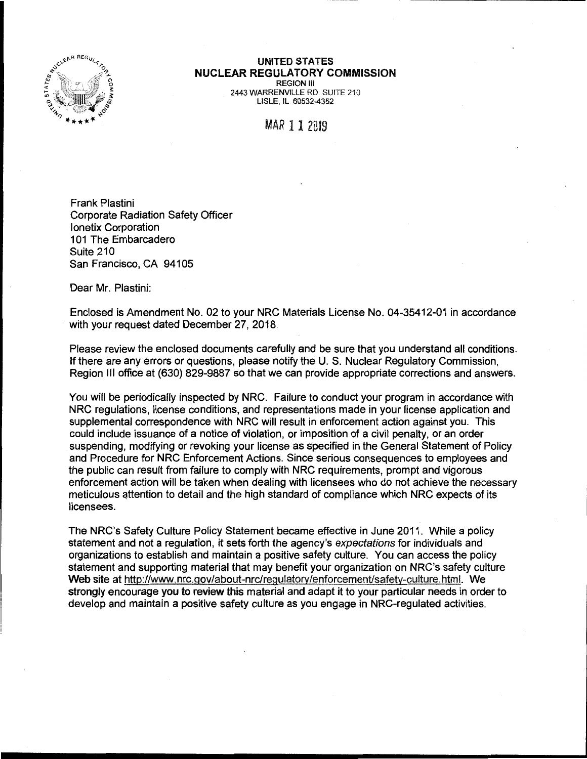**UNITED STATES**
**NUCLEAR REGULATORY COMMISSION**
REGION III
2443 WARRENVILLE RD. SUITE 210
LISLE, IL 60532-4352

MAR 11 2019

Frank Plastini
Corporate Radiation Safety Officer
Ionetix Corporation
101 The Embarcadero
Suite 210
San Francisco, CA 94105

Dear Mr. Plastini:

Enclosed is Amendment No. 02 to your NRC Materials License No. 04-35412-01 in accordance with your request dated December 27, 2018.

Please review the enclosed documents carefully and be sure that you understand all conditions. If there are any errors or questions, please notify the U. S. Nuclear Regulatory Commission, Region III office at (630) 829-9887 so that we can provide appropriate corrections and answers.

You will be periodically inspected by NRC. Failure to conduct your program in accordance with NRC regulations, license conditions, and representations made in your license application and supplemental correspondence with NRC will result in enforcement action against you. This could include issuance of a notice of violation, or imposition of a civil penalty, or an order suspending, modifying or revoking your license as specified in the General Statement of Policy and Procedure for NRC Enforcement Actions. Since serious consequences to employees and the public can result from failure to comply with NRC requirements, prompt and vigorous enforcement action will be taken when dealing with licensees who do not achieve the necessary meticulous attention to detail and the high standard of compliance which NRC expects of its licensees.

The NRC's Safety Culture Policy Statement became effective in June 2011. While a policy statement and not a regulation, it sets forth the agency's *expectations* for individuals and organizations to establish and maintain a positive safety culture. You can access the policy statement and supporting material that may benefit your organization on NRC's safety culture Web site at http://www.nrc.gov/about-nrc/regulatory/enforcement/safety-culture.html. We strongly encourage you to review this material and adapt it to your particular needs in order to develop and maintain a positive safety culture as you engage in NRC-regulated activities.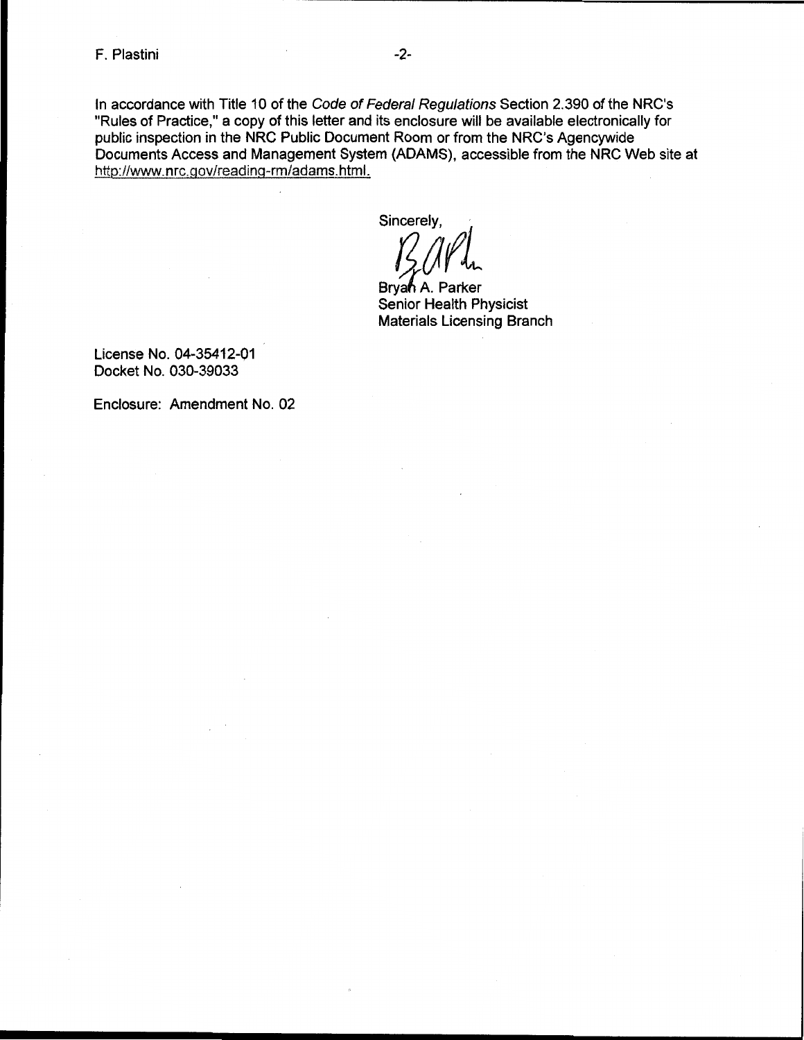In accordance with Title 10 of the *Code of Federal Regulations* Section 2.390 of the NRC's "Rules of Practice," a copy of this letter and its enclosure will be available electronically for public inspection in the NRC Public Document Room or from the NRC's Agencywide Documents Access and Management System (ADAMS), accessible from the NRC Web site at http://www.nrc.gov/reading-rm/adams.html.

Sincerely,

Bryan A. Parker
Senior Health Physicist
Materials Licensing Branch

License No. 04-35412-01
Docket No. 030-39033

Enclosure: Amendment No. 02